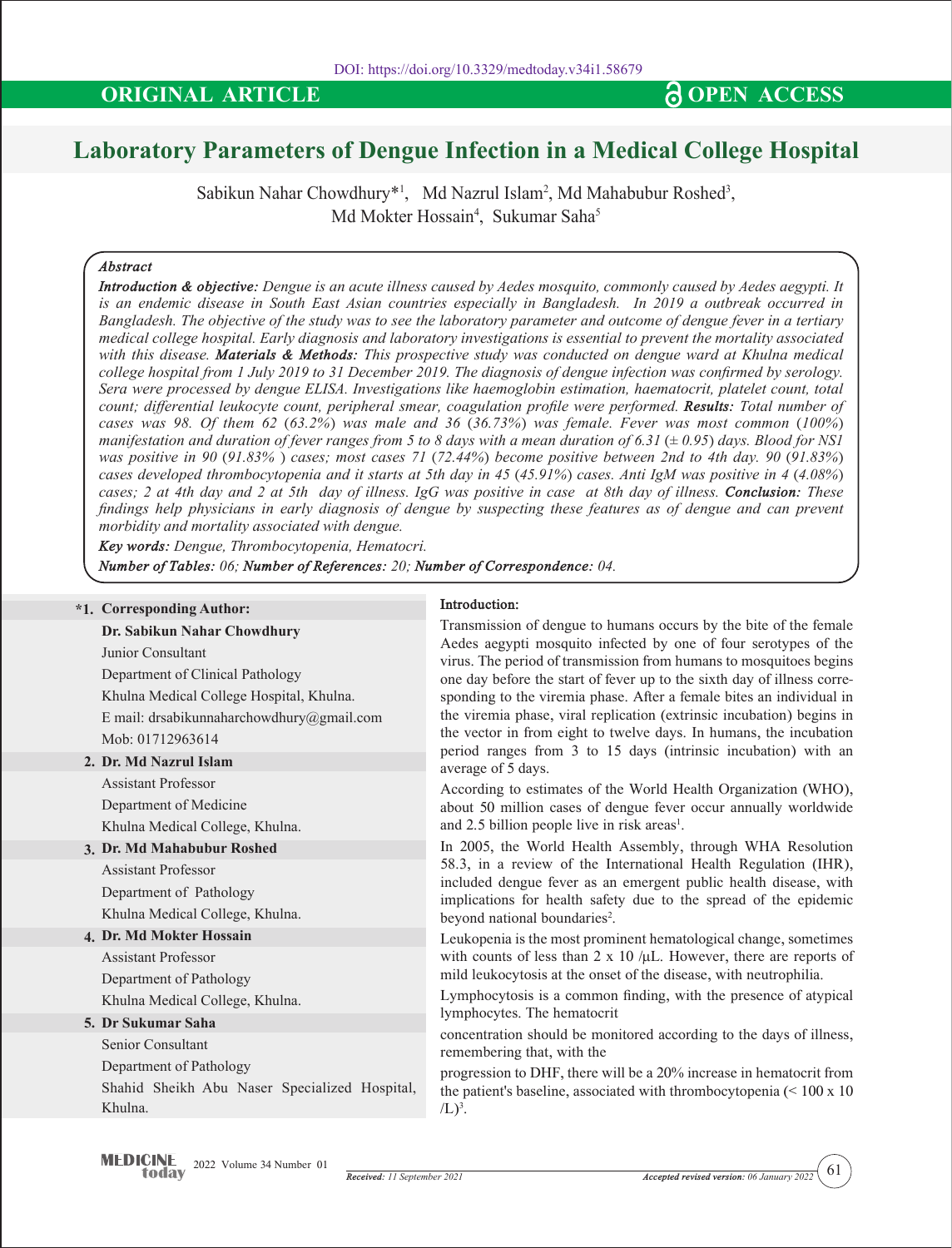DOI: https://doi.org/10.3329/medtoday.v34i1.58679

**ORIGINAL ARTICLE** **OPEN ACCESS**

# Laboratory Parameters of Dengue Infection in a Medical College Hospital

Sabikun Nahar Chowdhury*[1], Md Nazrul Islam[2], Md Mahabubur Roshed[3], Md Mokter Hossain[4], Sukumar Saha[5]

### *Abstract*

***Introduction & objective:*** *Dengue is an acute illness caused by Aedes mosquito, commonly caused by Aedes aegypti. It is an endemic disease in South East Asian countries especially in Bangladesh. In 2019 a outbreak occurred in Bangladesh. The objective of the study was to see the laboratory parameter and outcome of dengue fever in a tertiary medical college hospital. Early diagnosis and laboratory investigations is essential to prevent the mortality associated with this disease.* ***Materials & Methods:*** *This prospective study was conducted on dengue ward at Khulna medical college hospital from 1 July 2019 to 31 December 2019. The diagnosis of dengue infection was confirmed by serology. Sera were processed by dengue ELISA. Investigations like haemoglobin estimation, haematocrit, platelet count, total count; differential leukocyte count, peripheral smear, coagulation profile were performed.* ***Results:*** *Total number of cases was 98. Of them 62 (63.2%) was male and 36 (36.73%) was female. Fever was most common (100%) manifestation and duration of fever ranges from 5 to 8 days with a mean duration of 6.31 (± 0.95) days. Blood for NS1 was positive in 90 (91.83% ) cases; most cases 71 (72.44%) become positive between 2nd to 4th day. 90 (91.83%) cases developed thrombocytopenia and it starts at 5th day in 45 (45.91%) cases. Anti IgM was positive in 4 (4.08%) cases; 2 at 4th day and 2 at 5th day of illness. IgG was positive in case at 8th day of illness.* ***Conclusion:*** *These findings help physicians in early diagnosis of dengue by suspecting these features as of dengue and can prevent morbidity and mortality associated with dengue.*

***Key words:*** *Dengue, Thrombocytopenia, Hematocri.*

***Number of Tables:*** *06;* ***Number of References:*** *20;* ***Number of Correspondence:*** *04.*

**\*1. Corresponding Author:**
**Dr. Sabikun Nahar Chowdhury**
Junior Consultant
Department of Clinical Pathology
Khulna Medical College Hospital, Khulna.
E mail: drsabikunnaharchowdhury@gmail.com
Mob: 01712963614

**2. Dr. Md Nazrul Islam**
Assistant Professor
Department of Medicine
Khulna Medical College, Khulna.

**3. Dr. Md Mahabubur Roshed**
Assistant Professor
Department of Pathology
Khulna Medical College, Khulna.

**4. Dr. Md Mokter Hossain**
Assistant Professor
Department of Pathology
Khulna Medical College, Khulna.

**5. Dr Sukumar Saha**
Senior Consultant
Department of Pathology
Shahid Sheikh Abu Naser Specialized Hospital, Khulna.

## Introduction:

Transmission of dengue to humans occurs by the bite of the female Aedes aegypti mosquito infected by one of four serotypes of the virus. The period of transmission from humans to mosquitoes begins one day before the start of fever up to the sixth day of illness corresponding to the viremia phase. After a female bites an individual in the viremia phase, viral replication (extrinsic incubation) begins in the vector in from eight to twelve days. In humans, the incubation period ranges from 3 to 15 days (intrinsic incubation) with an average of 5 days.

According to estimates of the World Health Organization (WHO), about 50 million cases of dengue fever occur annually worldwide and 2.5 billion people live in risk areas[1].

In 2005, the World Health Assembly, through WHA Resolution 58.3, in a review of the International Health Regulation (IHR), included dengue fever as an emergent public health disease, with implications for health safety due to the spread of the epidemic beyond national boundaries[2].

Leukopenia is the most prominent hematological change, sometimes with counts of less than 2 x 10 /μL. However, there are reports of mild leukocytosis at the onset of the disease, with neutrophilia.

Lymphocytosis is a common finding, with the presence of atypical lymphocytes. The hematocrit concentration should be monitored according to the days of illness, remembering that, with the progression to DHF, there will be a 20% increase in hematocrit from the patient's baseline, associated with thrombocytopenia (< 100 x 10 /L)[3].

*Received: 11 September 2021* *Accepted revised version: 06 January 2022*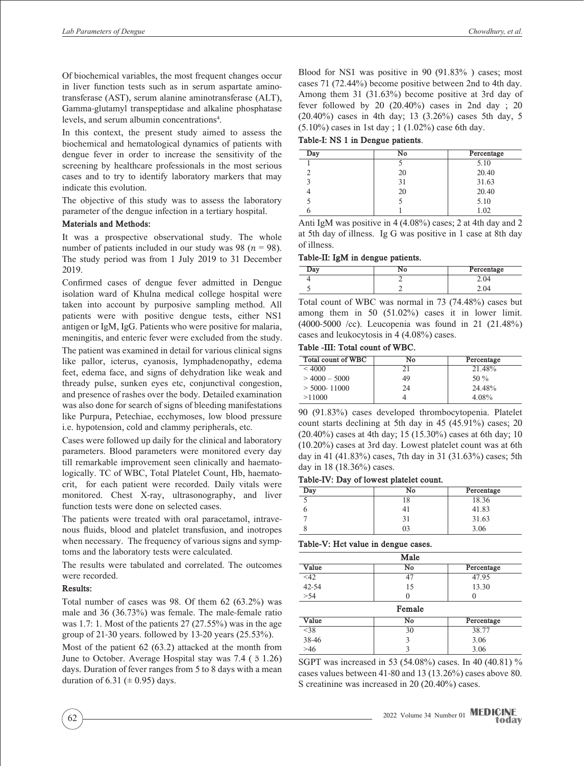Of biochemical variables, the most frequent changes occur in liver function tests such as in serum aspartate aminotransferase (AST), serum alanine aminotransferase (ALT), Gamma-glutamyl transpeptidase and alkaline phosphatase levels, and serum albumin concentrations[4].

In this context, the present study aimed to assess the biochemical and hematological dynamics of patients with dengue fever in order to increase the sensitivity of the screening by healthcare professionals in the most serious cases and to try to identify laboratory markers that may indicate this evolution.

The objective of this study was to assess the laboratory parameter of the dengue infection in a tertiary hospital.

### Materials and Methods:

It was a prospective observational study. The whole number of patients included in our study was 98 ($n$ = 98). The study period was from 1 July 2019 to 31 December 2019.

Confirmed cases of dengue fever admitted in Dengue isolation ward of Khulna medical college hospital were taken into account by purposive sampling method. All patients were with positive dengue tests, either NS1 antigen or IgM, IgG. Patients who were positive for malaria, meningitis, and enteric fever were excluded from the study.

The patient was examined in detail for various clinical signs like pallor, icterus, cyanosis, lymphadenopathy, edema feet, edema face, and signs of dehydration like weak and thready pulse, sunken eyes etc, conjunctival congestion, and presence of rashes over the body. Detailed examination was also done for search of signs of bleeding manifestations like Purpura, Petechiae, ecchymoses, low blood pressure i.e. hypotension, cold and clammy peripherals, etc.

Cases were followed up daily for the clinical and laboratory parameters. Blood parameters were monitored every day till remarkable improvement seen clinically and haematologically. TC of WBC, Total Platelet Count, Hb, haematocrit, for each patient were recorded. Daily vitals were monitored. Chest X-ray, ultrasonography, and liver function tests were done on selected cases.

The patients were treated with oral paracetamol, intravenous fluids, blood and platelet transfusion, and inotropes when necessary. The frequency of various signs and symptoms and the laboratory tests were calculated.

The results were tabulated and correlated. The outcomes were recorded.

### Results:

Total number of cases was 98. Of them 62 (63.2%) was male and 36 (36.73%) was female. The male-female ratio was 1.7: 1. Most of the patients 27 (27.55%) was in the age group of 21-30 years. followed by 13-20 years (25.53%).

Most of the patient 62 (63.2) attacked at the month from June to October. Average Hospital stay was 7.4 ( ± 1.26) days. Duration of fever ranges from 5 to 8 days with a mean duration of 6.31 (± 0.95) days.

Blood for NS1 was positive in 90 (91.83% ) cases; most cases 71 (72.44%) become positive between 2nd to 4th day. Among them 31 (31.63%) become positive at 3rd day of fever followed by 20 (20.40%) cases in 2nd day ; 20 (20.40%) cases in 4th day; 13 (3.26%) cases 5th day, 5 (5.10%) cases in 1st day ; 1 (1.02%) case 6th day.

**Table-I: NS 1 in Dengue patients**.

| Day | No | Percentage |
|---|---|---|
| 1 | 5 | 5.10 |
| 2 | 20 | 20.40 |
| 3 | 31 | 31.63 |
| 4 | 20 | 20.40 |
| 5 | 5 | 5.10 |
| 6 | 1 | 1.02 |

Anti IgM was positive in 4 (4.08%) cases; 2 at 4th day and 2 at 5th day of illness. Ig G was positive in 1 case at 8th day of illness.

**Table-II: IgM in dengue patients.**

| Day | No | Percentage |
|---|---|---|
| 4 | 2 | 2.04 |
| 5 | 2 | 2.04 |

Total count of WBC was normal in 73 (74.48%) cases but among them in 50 (51.02%) cases it in lower limit. (4000-5000 /cc). Leucopenia was found in 21 (21.48%) cases and leukocytosis in 4 (4.08%) cases.

**Table -III: Total count of WBC.**

| Total count of WBC | No | Percentage |
|---|---|---|
| < 4000 | 21 | 21.48% |
| > 4000 – 5000 | 49 | 50 % |
| > 5000- 11000 | 24 | 24.48% |
| >11000 | 4 | 4.08% |

90 (91.83%) cases developed thrombocytopenia. Platelet count starts declining at 5th day in 45 (45.91%) cases; 20 (20.40%) cases at 4th day; 15 (15.30%) cases at 6th day; 10 (10.20%) cases at 3rd day. Lowest platelet count was at 6th day in 41 (41.83%) cases, 7th day in 31 (31.63%) cases; 5th day in 18 (18.36%) cases.

**Table-IV: Day of lowest platelet count.**

| Day | No | Percentage |
|---|---|---|
| 5 | 18 | 18.36 |
| 6 | 41 | 41.83 |
| 7 | 31 | 31.63 |
| 8 | 03 | 3.06 |

**Table-V: Hct value in dengue cases.**

| Male | | |
|---|---|---|
| Value | No | Percentage |
| <42 | 47 | 47.95 |
| 42-54 | 15 | 13.30 |
| >54 | 0 | 0 |
| **Female** | | |
| Value | No | Percentage |
| <38 | 30 | 38.77 |
| 38-46 | 3 | 3.06 |
| >46 | 3 | 3.06 |

SGPT was increased in 53 (54.08%) cases. In 40 (40.81) % cases values between 41-80 and 13 (13.26%) cases above 80. S creatinine was increased in 20 (20.40%) cases.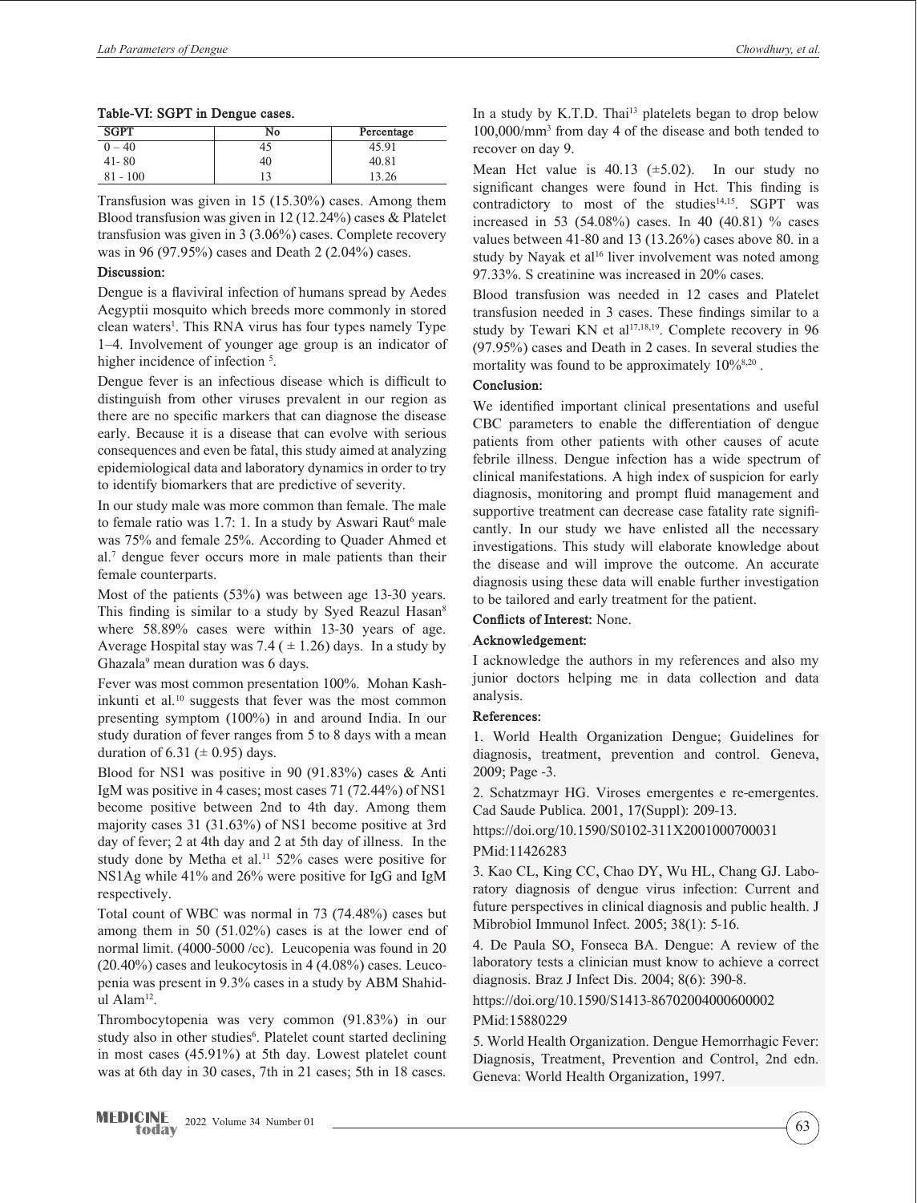**Table-VI: SGPT in Dengue cases.**

| SGPT | No | Percentage |
| --- | --- | --- |
| 0 – 40 | 45 | 45.91 |
| 41- 80 | 40 | 40.81 |
| 81 - 100 | 13 | 13.26 |

Transfusion was given in 15 (15.30%) cases. Among them Blood transfusion was given in 12 (12.24%) cases & Platelet transfusion was given in 3 (3.06%) cases. Complete recovery was in 96 (97.95%) cases and Death 2 (2.04%) cases.

## Discussion:

Dengue is a flaviviral infection of humans spread by Aedes Aegyptii mosquito which breeds more commonly in stored clean waters[1]. This RNA virus has four types namely Type 1–4. Involvement of younger age group is an indicator of higher incidence of infection [5].

Dengue fever is an infectious disease which is difficult to distinguish from other viruses prevalent in our region as there are no specific markers that can diagnose the disease early. Because it is a disease that can evolve with serious consequences and even be fatal, this study aimed at analyzing epidemiological data and laboratory dynamics in order to try to identify biomarkers that are predictive of severity.

In our study male was more common than female. The male to female ratio was 1.7: 1. In a study by Aswari Raut[6] male was 75% and female 25%. According to Quader Ahmed et al.[7] dengue fever occurs more in male patients than their female counterparts.

Most of the patients (53%) was between age 13-30 years. This finding is similar to a study by Syed Reazul Hasan[8] where 58.89% cases were within 13-30 years of age. Average Hospital stay was 7.4 ( ± 1.26) days. In a study by Ghazala[9] mean duration was 6 days.

Fever was most common presentation 100%. Mohan Kashinkunti et al.[10] suggests that fever was the most common presenting symptom (100%) in and around India. In our study duration of fever ranges from 5 to 8 days with a mean duration of 6.31 (± 0.95) days.

Blood for NS1 was positive in 90 (91.83%) cases & Anti IgM was positive in 4 cases; most cases 71 (72.44%) of NS1 become positive between 2nd to 4th day. Among them majority cases 31 (31.63%) of NS1 become positive at 3rd day of fever; 2 at 4th day and 2 at 5th day of illness. In the study done by Metha et al.[11] 52% cases were positive for NS1Ag while 41% and 26% were positive for IgG and IgM respectively.

Total count of WBC was normal in 73 (74.48%) cases but among them in 50 (51.02%) cases is at the lower end of normal limit. (4000-5000 /cc). Leucopenia was found in 20 (20.40%) cases and leukocytosis in 4 (4.08%) cases. Leucopenia was present in 9.3% cases in a study by ABM Shahidul Alam[12].

Thrombocytopenia was very common (91.83%) in our study also in other studies[6]. Platelet count started declining in most cases (45.91%) at 5th day. Lowest platelet count was at 6th day in 30 cases, 7th in 21 cases; 5th in 18 cases. In a study by K.T.D. Thai[13] platelets began to drop below 100,000/mm$^3$ from day 4 of the disease and both tended to recover on day 9.

Mean Hct value is 40.13 (±5.02). In our study no significant changes were found in Hct. This finding is contradictory to most of the studies[14,15]. SGPT was increased in 53 (54.08%) cases. In 40 (40.81) % cases values between 41-80 and 13 (13.26%) cases above 80. in a study by Nayak et al[16] liver involvement was noted among 97.33%. S creatinine was increased in 20% cases.

Blood transfusion was needed in 12 cases and Platelet transfusion needed in 3 cases. These findings similar to a study by Tewari KN et al[17,18,19]. Complete recovery in 96 (97.95%) cases and Death in 2 cases. In several studies the mortality was found to be approximately 10%[8,20].

## Conclusion:

We identified important clinical presentations and useful CBC parameters to enable the differentiation of dengue patients from other patients with other causes of acute febrile illness. Dengue infection has a wide spectrum of clinical manifestations. A high index of suspicion for early diagnosis, monitoring and prompt fluid management and supportive treatment can decrease case fatality rate significantly. In our study we have enlisted all the necessary investigations. This study will elaborate knowledge about the disease and will improve the outcome. An accurate diagnosis using these data will enable further investigation to be tailored and early treatment for the patient.

**Conflicts of Interest:** None.

## Acknowledgement:

I acknowledge the authors in my references and also my junior doctors helping me in data collection and data analysis.

## References:

1. World Health Organization Dengue; Guidelines for diagnosis, treatment, prevention and control. Geneva, 2009; Page -3.
2. Schatzmayr HG. Viroses emergentes e re-emergentes. Cad Saude Publica. 2001, 17(Suppl): 209-13. https://doi.org/10.1590/S0102-311X2001000700031 PMid:11426283
3. Kao CL, King CC, Chao DY, Wu HL, Chang GJ. Laboratory diagnosis of dengue virus infection: Current and future perspectives in clinical diagnosis and public health. J Mibrobiol Immunol Infect. 2005; 38(1): 5-16.
4. De Paula SO, Fonseca BA. Dengue: A review of the laboratory tests a clinician must know to achieve a correct diagnosis. Braz J Infect Dis. 2004; 8(6): 390-8. https://doi.org/10.1590/S1413-86702004000600002 PMid:15880229
5. World Health Organization. Dengue Hemorrhagic Fever: Diagnosis, Treatment, Prevention and Control, 2nd edn. Geneva: World Health Organization, 1997.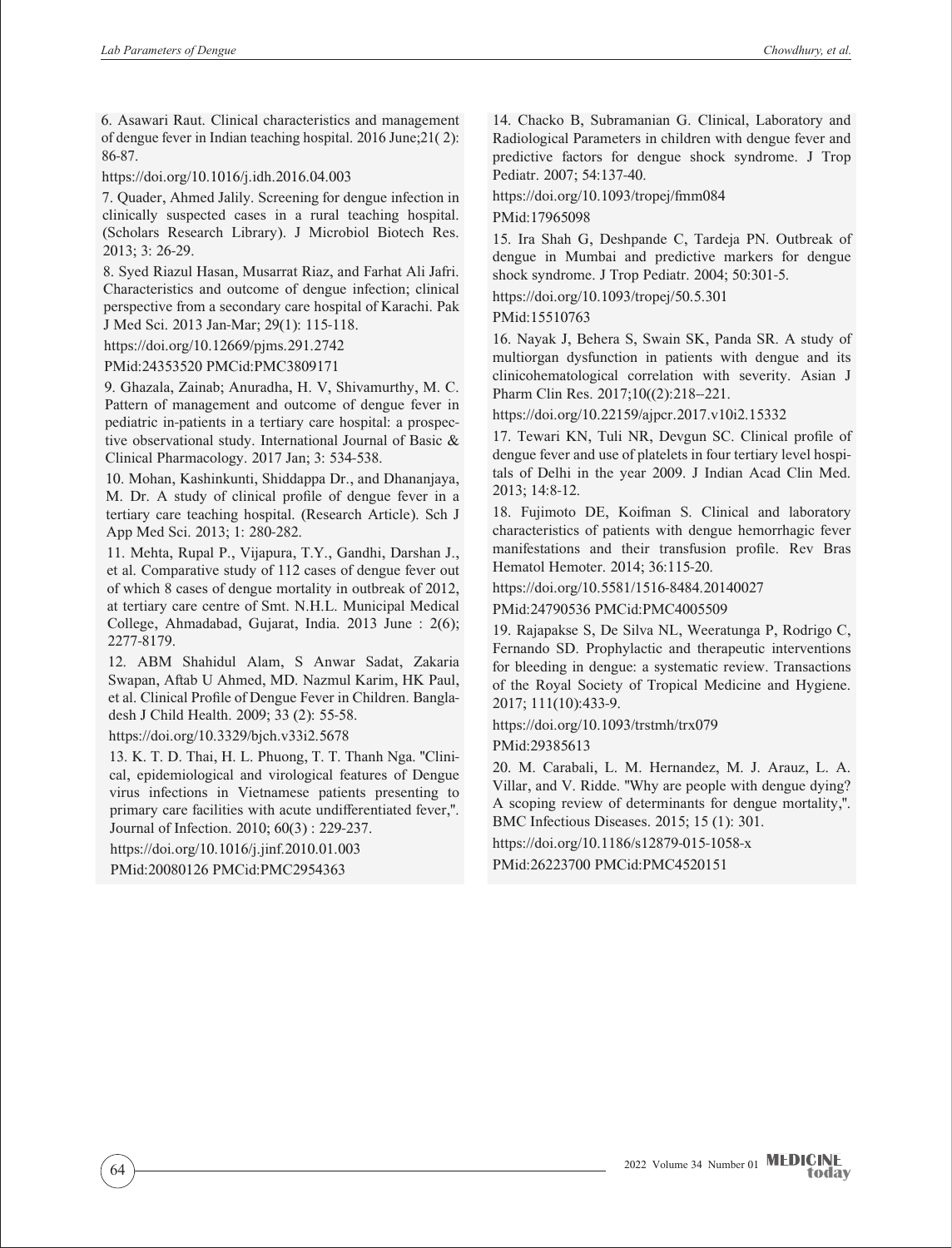6. Asawari Raut. Clinical characteristics and management of dengue fever in Indian teaching hospital. 2016 June;21( 2): 86-87.

https://doi.org/10.1016/j.idh.2016.04.003

7. Quader, Ahmed Jalily. Screening for dengue infection in clinically suspected cases in a rural teaching hospital. (Scholars Research Library). J Microbiol Biotech Res. 2013; 3: 26-29.

8. Syed Riazul Hasan, Musarrat Riaz, and Farhat Ali Jafri. Characteristics and outcome of dengue infection; clinical perspective from a secondary care hospital of Karachi. Pak J Med Sci. 2013 Jan-Mar; 29(1): 115-118.

https://doi.org/10.12669/pjms.291.2742

PMid:24353520 PMCid:PMC3809171

9. Ghazala, Zainab; Anuradha, H. V, Shivamurthy, M. C. Pattern of management and outcome of dengue fever in pediatric in-patients in a tertiary care hospital: a prospective observational study. International Journal of Basic & Clinical Pharmacology. 2017 Jan; 3: 534-538.

10. Mohan, Kashinkunti, Shiddappa Dr., and Dhananjaya, M. Dr. A study of clinical profile of dengue fever in a tertiary care teaching hospital. (Research Article). Sch J App Med Sci. 2013; 1: 280-282.

11. Mehta, Rupal P., Vijapura, T.Y., Gandhi, Darshan J., et al. Comparative study of 112 cases of dengue fever out of which 8 cases of dengue mortality in outbreak of 2012, at tertiary care centre of Smt. N.H.L. Municipal Medical College, Ahmadabad, Gujarat, India. 2013 June : 2(6); 2277-8179.

12. ABM Shahidul Alam, S Anwar Sadat, Zakaria Swapan, Aftab U Ahmed, MD. Nazmul Karim, HK Paul, et al. Clinical Profile of Dengue Fever in Children. Bangladesh J Child Health. 2009; 33 (2): 55-58.

https://doi.org/10.3329/bjch.v33i2.5678

13. K. T. D. Thai, H. L. Phuong, T. T. Thanh Nga. "Clinical, epidemiological and virological features of Dengue virus infections in Vietnamese patients presenting to primary care facilities with acute undifferentiated fever,". Journal of Infection. 2010; 60(3) : 229-237.

https://doi.org/10.1016/j.jinf.2010.01.003

PMid:20080126 PMCid:PMC2954363

14. Chacko B, Subramanian G. Clinical, Laboratory and Radiological Parameters in children with dengue fever and predictive factors for dengue shock syndrome. J Trop Pediatr. 2007; 54:137-40.

https://doi.org/10.1093/tropej/fmm084

PMid:17965098

15. Ira Shah G, Deshpande C, Tardeja PN. Outbreak of dengue in Mumbai and predictive markers for dengue shock syndrome. J Trop Pediatr. 2004; 50:301-5.

https://doi.org/10.1093/tropej/50.5.301

PMid:15510763

16. Nayak J, Behera S, Swain SK, Panda SR. A study of multiorgan dysfunction in patients with dengue and its clinicohematological correlation with severity. Asian J Pharm Clin Res. 2017;10((2):218--221.

https://doi.org/10.22159/ajpcr.2017.v10i2.15332

17. Tewari KN, Tuli NR, Devgun SC. Clinical profile of dengue fever and use of platelets in four tertiary level hospitals of Delhi in the year 2009. J Indian Acad Clin Med. 2013; 14:8-12.

18. Fujimoto DE, Koifman S. Clinical and laboratory characteristics of patients with dengue hemorrhagic fever manifestations and their transfusion profile. Rev Bras Hematol Hemoter. 2014; 36:115-20.

https://doi.org/10.5581/1516-8484.20140027

PMid:24790536 PMCid:PMC4005509

19. Rajapakse S, De Silva NL, Weeratunga P, Rodrigo C, Fernando SD. Prophylactic and therapeutic interventions for bleeding in dengue: a systematic review. Transactions of the Royal Society of Tropical Medicine and Hygiene. 2017; 111(10):433-9.

https://doi.org/10.1093/trstmh/trx079

PMid:29385613

20. M. Carabali, L. M. Hernandez, M. J. Arauz, L. A. Villar, and V. Ridde. "Why are people with dengue dying? A scoping review of determinants for dengue mortality,". BMC Infectious Diseases. 2015; 15 (1): 301.

https://doi.org/10.1186/s12879-015-1058-x

PMid:26223700 PMCid:PMC4520151